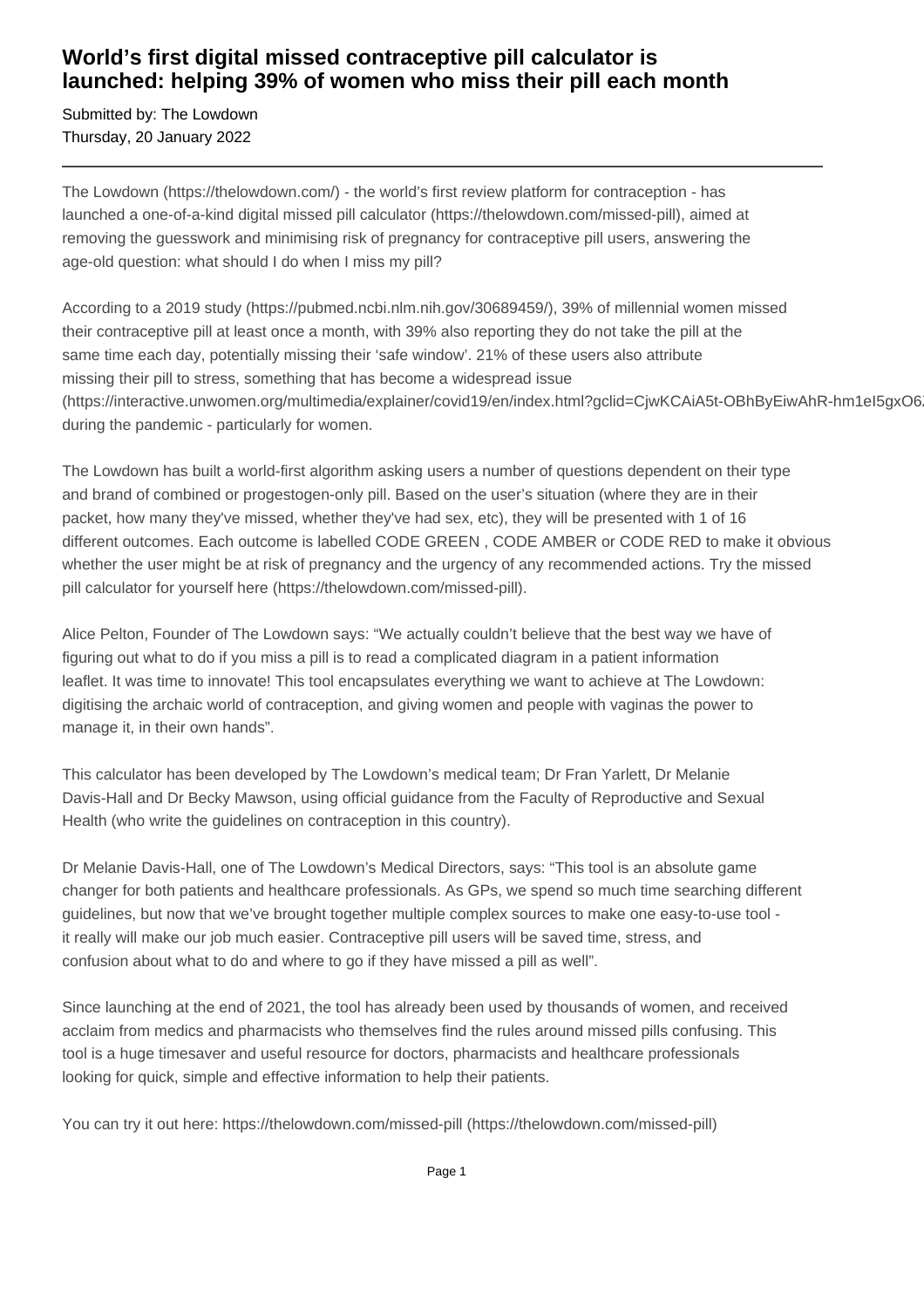# World's first digital missed contraceptive pill calculator is launched: helping 39% of women who miss their pill each month

Submitted by: The Lowdown
Thursday, 20 January 2022

---

The Lowdown (https://thelowdown.com/) - the world's first review platform for contraception - has launched a one-of-a-kind digital missed pill calculator (https://thelowdown.com/missed-pill), aimed at removing the guesswork and minimising risk of pregnancy for contraceptive pill users, answering the age-old question: what should I do when I miss my pill?

According to a 2019 study (https://pubmed.ncbi.nlm.nih.gov/30689459/), 39% of millennial women missed their contraceptive pill at least once a month, with 39% also reporting they do not take the pill at the same time each day, potentially missing their 'safe window'. 21% of these users also attribute missing their pill to stress, something that has become a widespread issue (https://interactive.unwomen.org/multimedia/explainer/covid19/en/index.html?gclid=CjwKCAiA5t-OBhByEiwAhR-hm1eI5gxO6 during the pandemic - particularly for women.

The Lowdown has built a world-first algorithm asking users a number of questions dependent on their type and brand of combined or progestogen-only pill. Based on the user's situation (where they are in their packet, how many they've missed, whether they've had sex, etc), they will be presented with 1 of 16 different outcomes. Each outcome is labelled CODE GREEN , CODE AMBER or CODE RED to make it obvious whether the user might be at risk of pregnancy and the urgency of any recommended actions. Try the missed pill calculator for yourself here (https://thelowdown.com/missed-pill).

Alice Pelton, Founder of The Lowdown says: "We actually couldn't believe that the best way we have of figuring out what to do if you miss a pill is to read a complicated diagram in a patient information leaflet. It was time to innovate! This tool encapsulates everything we want to achieve at The Lowdown: digitising the archaic world of contraception, and giving women and people with vaginas the power to manage it, in their own hands".

This calculator has been developed by The Lowdown's medical team; Dr Fran Yarlett, Dr Melanie Davis-Hall and Dr Becky Mawson, using official guidance from the Faculty of Reproductive and Sexual Health (who write the guidelines on contraception in this country).

Dr Melanie Davis-Hall, one of The Lowdown's Medical Directors, says: "This tool is an absolute game changer for both patients and healthcare professionals. As GPs, we spend so much time searching different guidelines, but now that we've brought together multiple complex sources to make one easy-to-use tool - it really will make our job much easier. Contraceptive pill users will be saved time, stress, and confusion about what to do and where to go if they have missed a pill as well".

Since launching at the end of 2021, the tool has already been used by thousands of women, and received acclaim from medics and pharmacists who themselves find the rules around missed pills confusing. This tool is a huge timesaver and useful resource for doctors, pharmacists and healthcare professionals looking for quick, simple and effective information to help their patients.

You can try it out here: https://thelowdown.com/missed-pill (https://thelowdown.com/missed-pill)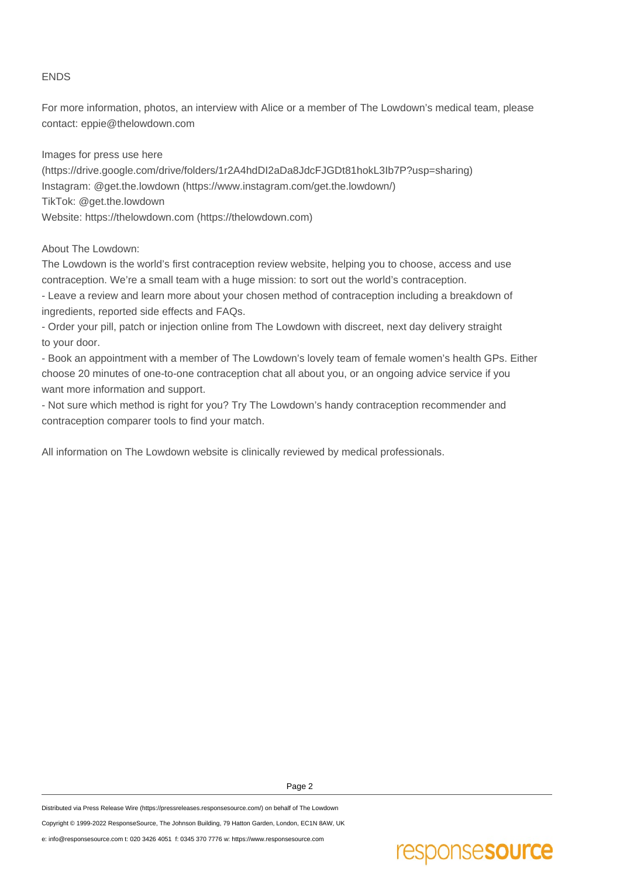ENDS

For more information, photos, an interview with Alice or a member of The Lowdown's medical team, please contact: eppie@thelowdown.com

Images for press use here
(https://drive.google.com/drive/folders/1r2A4hdDI2aDa8JdcFJGDt81hokL3Ib7P?usp=sharing)
Instagram: @get.the.lowdown (https://www.instagram.com/get.the.lowdown/)
TikTok: @get.the.lowdown
Website: https://thelowdown.com (https://thelowdown.com)

About The Lowdown:
The Lowdown is the world's first contraception review website, helping you to choose, access and use contraception. We're a small team with a huge mission: to sort out the world's contraception.

- Leave a review and learn more about your chosen method of contraception including a breakdown of ingredients, reported side effects and FAQs.
- Order your pill, patch or injection online from The Lowdown with discreet, next day delivery straight to your door.
- Book an appointment with a member of The Lowdown's lovely team of female women's health GPs. Either choose 20 minutes of one-to-one contraception chat all about you, or an ongoing advice service if you want more information and support.
- Not sure which method is right for you? Try The Lowdown's handy contraception recommender and contraception comparer tools to find your match.

All information on The Lowdown website is clinically reviewed by medical professionals.